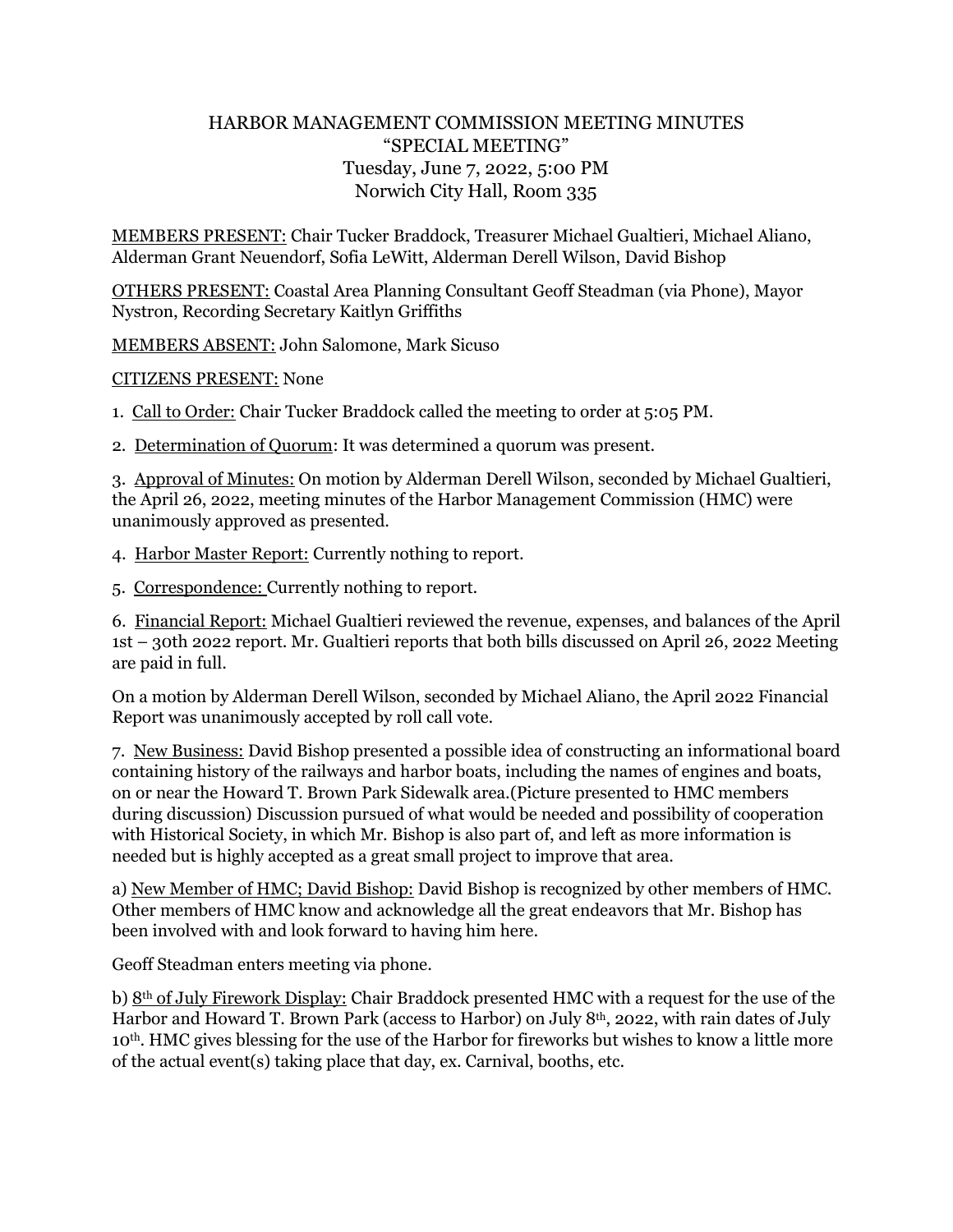# HARBOR MANAGEMENT COMMISSION MEETING MINUTES
## "SPECIAL MEETING"
### Tuesday, June 7, 2022, 5:00 PM
### Norwich City Hall, Room 335

MEMBERS PRESENT: Chair Tucker Braddock, Treasurer Michael Gualtieri, Michael Aliano, Alderman Grant Neuendorf, Sofia LeWitt, Alderman Derell Wilson, David Bishop

OTHERS PRESENT: Coastal Area Planning Consultant Geoff Steadman (via Phone), Mayor Nystron, Recording Secretary Kaitlyn Griffiths

MEMBERS ABSENT: John Salomone, Mark Sicuso

CITIZENS PRESENT: None

1. Call to Order: Chair Tucker Braddock called the meeting to order at 5:05 PM.

2. Determination of Quorum: It was determined a quorum was present.

3. Approval of Minutes: On motion by Alderman Derell Wilson, seconded by Michael Gualtieri, the April 26, 2022, meeting minutes of the Harbor Management Commission (HMC) were unanimously approved as presented.

4. Harbor Master Report: Currently nothing to report.

5. Correspondence: Currently nothing to report.

6. Financial Report: Michael Gualtieri reviewed the revenue, expenses, and balances of the April 1st – 30th 2022 report. Mr. Gualtieri reports that both bills discussed on April 26, 2022 Meeting are paid in full.

On a motion by Alderman Derell Wilson, seconded by Michael Aliano, the April 2022 Financial Report was unanimously accepted by roll call vote.

7. New Business: David Bishop presented a possible idea of constructing an informational board containing history of the railways and harbor boats, including the names of engines and boats, on or near the Howard T. Brown Park Sidewalk area.(Picture presented to HMC members during discussion) Discussion pursued of what would be needed and possibility of cooperation with Historical Society, in which Mr. Bishop is also part of, and left as more information is needed but is highly accepted as a great small project to improve that area.

a) New Member of HMC; David Bishop: David Bishop is recognized by other members of HMC. Other members of HMC know and acknowledge all the great endeavors that Mr. Bishop has been involved with and look forward to having him here.

Geoff Steadman enters meeting via phone.

b) 8th of July Firework Display: Chair Braddock presented HMC with a request for the use of the Harbor and Howard T. Brown Park (access to Harbor) on July 8th, 2022, with rain dates of July 10th. HMC gives blessing for the use of the Harbor for fireworks but wishes to know a little more of the actual event(s) taking place that day, ex. Carnival, booths, etc.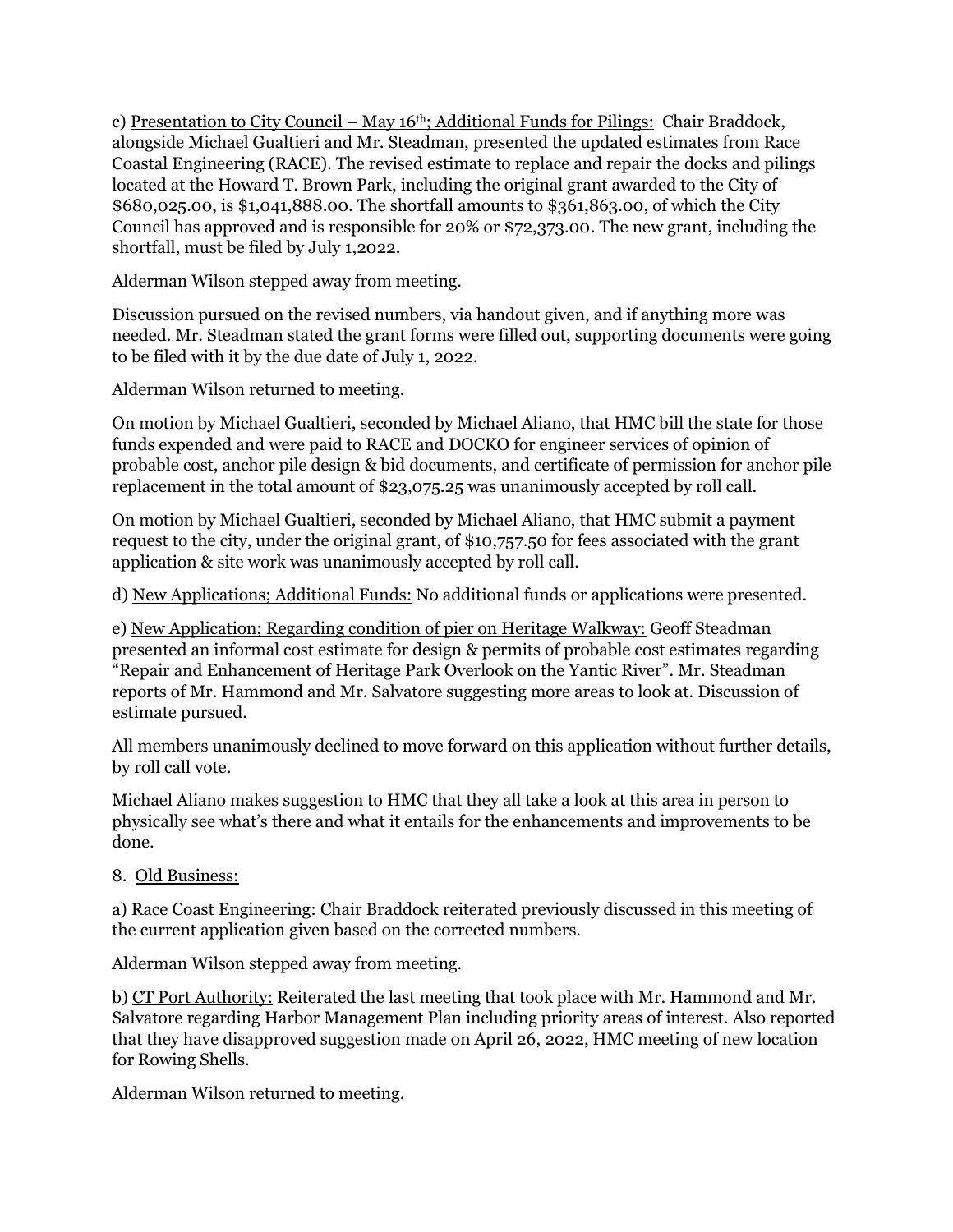c) Presentation to City Council – May 16th; Additional Funds for Pilings: Chair Braddock, alongside Michael Gualtieri and Mr. Steadman, presented the updated estimates from Race Coastal Engineering (RACE). The revised estimate to replace and repair the docks and pilings located at the Howard T. Brown Park, including the original grant awarded to the City of $680,025.00, is $1,041,888.00. The shortfall amounts to $361,863.00, of which the City Council has approved and is responsible for 20% or $72,373.00. The new grant, including the shortfall, must be filed by July 1,2022.

Alderman Wilson stepped away from meeting.

Discussion pursued on the revised numbers, via handout given, and if anything more was needed. Mr. Steadman stated the grant forms were filled out, supporting documents were going to be filed with it by the due date of July 1, 2022.

Alderman Wilson returned to meeting.

On motion by Michael Gualtieri, seconded by Michael Aliano, that HMC bill the state for those funds expended and were paid to RACE and DOCKO for engineer services of opinion of probable cost, anchor pile design & bid documents, and certificate of permission for anchor pile replacement in the total amount of $23,075.25 was unanimously accepted by roll call.

On motion by Michael Gualtieri, seconded by Michael Aliano, that HMC submit a payment request to the city, under the original grant, of $10,757.50 for fees associated with the grant application & site work was unanimously accepted by roll call.

d) New Applications; Additional Funds: No additional funds or applications were presented.

e) New Application; Regarding condition of pier on Heritage Walkway: Geoff Steadman presented an informal cost estimate for design & permits of probable cost estimates regarding "Repair and Enhancement of Heritage Park Overlook on the Yantic River". Mr. Steadman reports of Mr. Hammond and Mr. Salvatore suggesting more areas to look at. Discussion of estimate pursued.

All members unanimously declined to move forward on this application without further details, by roll call vote.

Michael Aliano makes suggestion to HMC that they all take a look at this area in person to physically see what's there and what it entails for the enhancements and improvements to be done.

8. Old Business:

a) Race Coast Engineering: Chair Braddock reiterated previously discussed in this meeting of the current application given based on the corrected numbers.

Alderman Wilson stepped away from meeting.

b) CT Port Authority: Reiterated the last meeting that took place with Mr. Hammond and Mr. Salvatore regarding Harbor Management Plan including priority areas of interest. Also reported that they have disapproved suggestion made on April 26, 2022, HMC meeting of new location for Rowing Shells.

Alderman Wilson returned to meeting.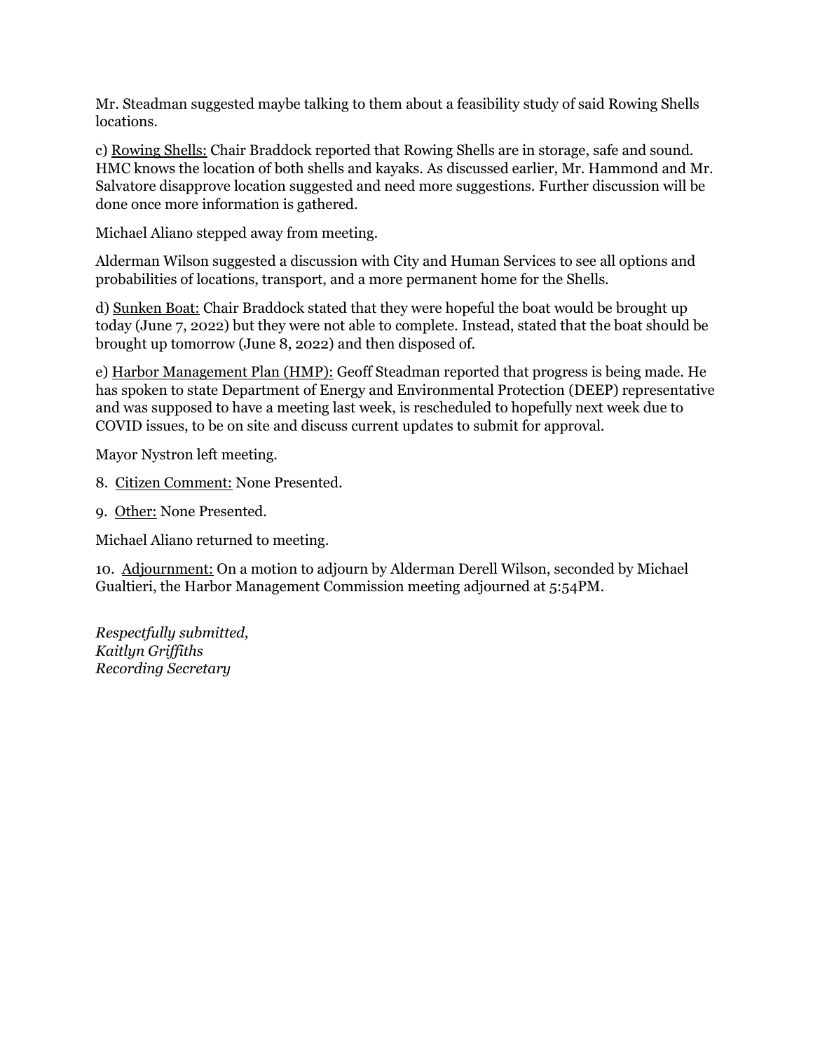Mr. Steadman suggested maybe talking to them about a feasibility study of said Rowing Shells locations.

c) Rowing Shells: Chair Braddock reported that Rowing Shells are in storage, safe and sound. HMC knows the location of both shells and kayaks. As discussed earlier, Mr. Hammond and Mr. Salvatore disapprove location suggested and need more suggestions. Further discussion will be done once more information is gathered.

Michael Aliano stepped away from meeting.

Alderman Wilson suggested a discussion with City and Human Services to see all options and probabilities of locations, transport, and a more permanent home for the Shells.

d) Sunken Boat: Chair Braddock stated that they were hopeful the boat would be brought up today (June 7, 2022) but they were not able to complete. Instead, stated that the boat should be brought up tomorrow (June 8, 2022) and then disposed of.

e) Harbor Management Plan (HMP): Geoff Steadman reported that progress is being made. He has spoken to state Department of Energy and Environmental Protection (DEEP) representative and was supposed to have a meeting last week, is rescheduled to hopefully next week due to COVID issues, to be on site and discuss current updates to submit for approval.

Mayor Nystron left meeting.

8. Citizen Comment: None Presented.

9. Other: None Presented.

Michael Aliano returned to meeting.

10. Adjournment: On a motion to adjourn by Alderman Derell Wilson, seconded by Michael Gualtieri, the Harbor Management Commission meeting adjourned at 5:54PM.

*Respectfully submitted,*
*Kaitlyn Griffiths*
*Recording Secretary*